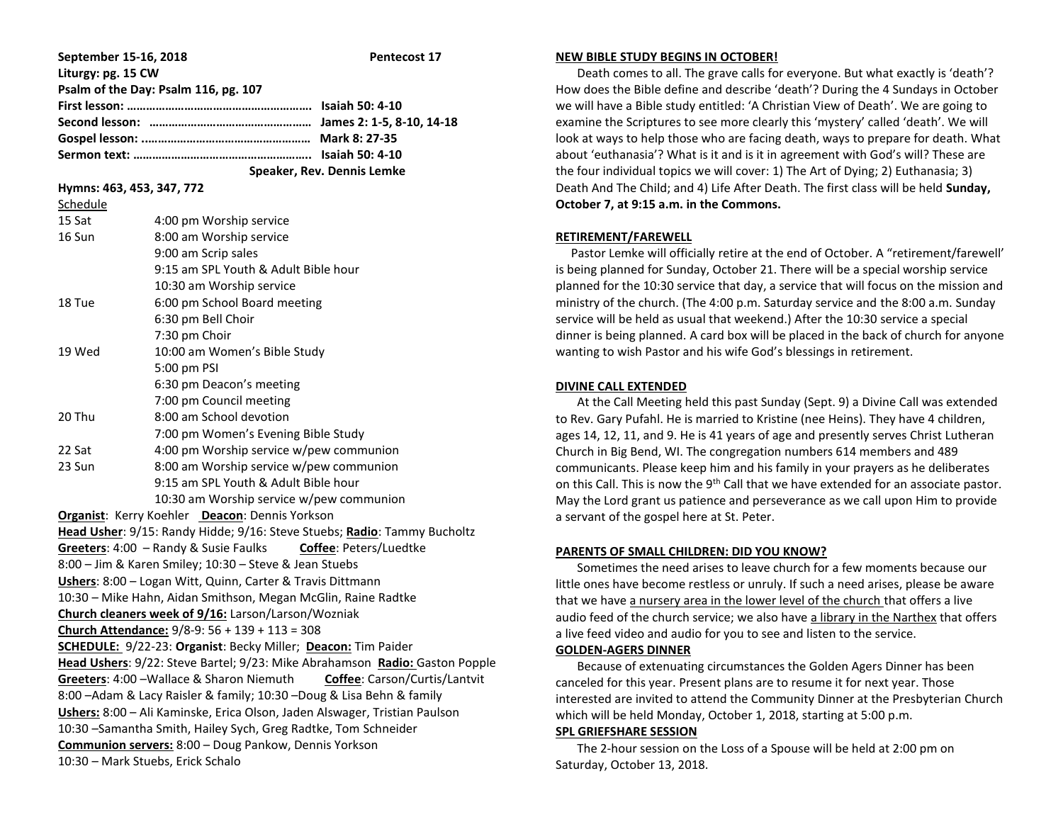**September 15-16, 2018** **Pentecost 17**

**Liturgy: pg. 15 CW**

**Psalm of the Day: Psalm 116, pg. 107**

**First lesson: ………………………………………………… Isaiah 50: 4-10**

**Second lesson: …………………………………………… James 2: 1-5, 8-10, 14-18**

**Gospel lesson: .…………………………………………… Mark 8: 27-35**

**Sermon text: ……………………………………………… Isaiah 50: 4-10**

**Speaker, Rev. Dennis Lemke**

**Hymns: 463, 453, 347, 772**

Schedule

| | |
|---|---|
| 15 Sat | 4:00 pm Worship service |
| 16 Sun | 8:00 am Worship service |
| | 9:00 am Scrip sales |
| | 9:15 am SPL Youth & Adult Bible hour |
| | 10:30 am Worship service |
| 18 Tue | 6:00 pm School Board meeting |
| | 6:30 pm Bell Choir |
| | 7:30 pm Choir |
| 19 Wed | 10:00 am Women's Bible Study |
| | 5:00 pm PSI |
| | 6:30 pm Deacon's meeting |
| | 7:00 pm Council meeting |
| 20 Thu | 8:00 am School devotion |
| | 7:00 pm Women's Evening Bible Study |
| 22 Sat | 4:00 pm Worship service w/pew communion |
| 23 Sun | 8:00 am Worship service w/pew communion |
| | 9:15 am SPL Youth & Adult Bible hour |
| | 10:30 am Worship service w/pew communion |

**Organist**: Kerry Koehler **Deacon**: Dennis Yorkson

**Head Usher**: 9/15: Randy Hidde; 9/16: Steve Stuebs; **Radio**: Tammy Bucholtz

**Greeters**: 4:00 – Randy & Susie Faulks **Coffee**: Peters/Luedtke

8:00 – Jim & Karen Smiley; 10:30 – Steve & Jean Stuebs

**Ushers**: 8:00 – Logan Witt, Quinn, Carter & Travis Dittmann

10:30 – Mike Hahn, Aidan Smithson, Megan McGlin, Raine Radtke

**Church cleaners week of 9/16:** Larson/Larson/Wozniak

**Church Attendance:** 9/8-9: 56 + 139 + 113 = 308

**SCHEDULE:** 9/22-23: **Organist**: Becky Miller; **Deacon:** Tim Paider

**Head Ushers**: 9/22: Steve Bartel; 9/23: Mike Abrahamson **Radio:** Gaston Popple

**Greeters**: 4:00 –Wallace & Sharon Niemuth **Coffee**: Carson/Curtis/Lantvit

8:00 –Adam & Lacy Raisler & family; 10:30 –Doug & Lisa Behn & family

**Ushers:** 8:00 – Ali Kaminske, Erica Olson, Jaden Alswager, Tristian Paulson

10:30 –Samantha Smith, Hailey Sych, Greg Radtke, Tom Schneider

**Communion servers:** 8:00 – Doug Pankow, Dennis Yorkson

10:30 – Mark Stuebs, Erick Schalo

## NEW BIBLE STUDY BEGINS IN OCTOBER!

Death comes to all. The grave calls for everyone. But what exactly is 'death'? How does the Bible define and describe 'death'? During the 4 Sundays in October we will have a Bible study entitled: 'A Christian View of Death'. We are going to examine the Scriptures to see more clearly this 'mystery' called 'death'. We will look at ways to help those who are facing death, ways to prepare for death. What about 'euthanasia'? What is it and is it in agreement with God's will? These are the four individual topics we will cover: 1) The Art of Dying; 2) Euthanasia; 3) Death And The Child; and 4) Life After Death. The first class will be held **Sunday, October 7, at 9:15 a.m. in the Commons.**

## RETIREMENT/FAREWELL

Pastor Lemke will officially retire at the end of October. A "retirement/farewell' is being planned for Sunday, October 21. There will be a special worship service planned for the 10:30 service that day, a service that will focus on the mission and ministry of the church. (The 4:00 p.m. Saturday service and the 8:00 a.m. Sunday service will be held as usual that weekend.) After the 10:30 service a special dinner is being planned. A card box will be placed in the back of church for anyone wanting to wish Pastor and his wife God's blessings in retirement.

## DIVINE CALL EXTENDED

At the Call Meeting held this past Sunday (Sept. 9) a Divine Call was extended to Rev. Gary Pufahl. He is married to Kristine (nee Heins). They have 4 children, ages 14, 12, 11, and 9. He is 41 years of age and presently serves Christ Lutheran Church in Big Bend, WI. The congregation numbers 614 members and 489 communicants. Please keep him and his family in your prayers as he deliberates on this Call. This is now the 9th Call that we have extended for an associate pastor. May the Lord grant us patience and perseverance as we call upon Him to provide a servant of the gospel here at St. Peter.

## PARENTS OF SMALL CHILDREN: DID YOU KNOW?

Sometimes the need arises to leave church for a few moments because our little ones have become restless or unruly. If such a need arises, please be aware that we have a nursery area in the lower level of the church that offers a live audio feed of the church service; we also have a library in the Narthex that offers a live feed video and audio for you to see and listen to the service.

## GOLDEN-AGERS DINNER

Because of extenuating circumstances the Golden Agers Dinner has been canceled for this year. Present plans are to resume it for next year. Those interested are invited to attend the Community Dinner at the Presbyterian Church which will be held Monday, October 1, 2018, starting at 5:00 p.m.

## SPL GRIEFSHARE SESSION

The 2-hour session on the Loss of a Spouse will be held at 2:00 pm on Saturday, October 13, 2018.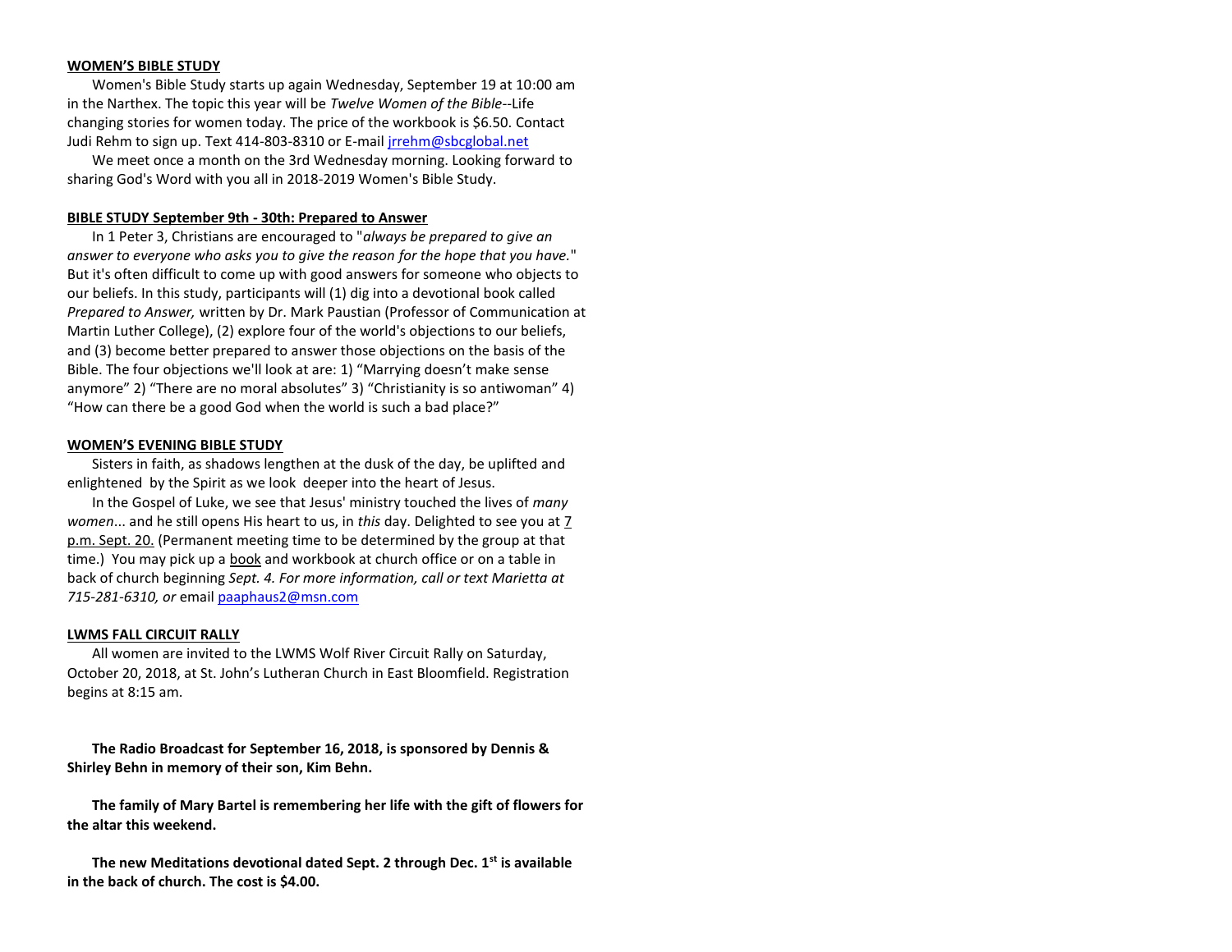**WOMEN'S BIBLE STUDY**

Women's Bible Study starts up again Wednesday, September 19 at 10:00 am in the Narthex. The topic this year will be *Twelve Women of the Bible*--Life changing stories for women today. The price of the workbook is $6.50. Contact Judi Rehm to sign up. Text 414-803-8310 or E-mail jrrehm@sbcglobal.net

We meet once a month on the 3rd Wednesday morning. Looking forward to sharing God's Word with you all in 2018-2019 Women's Bible Study.

**BIBLE STUDY September 9th - 30th: Prepared to Answer**

In 1 Peter 3, Christians are encouraged to "*always be prepared to give an answer to everyone who asks you to give the reason for the hope that you have.*" But it's often difficult to come up with good answers for someone who objects to our beliefs. In this study, participants will (1) dig into a devotional book called *Prepared to Answer,* written by Dr. Mark Paustian (Professor of Communication at Martin Luther College), (2) explore four of the world's objections to our beliefs, and (3) become better prepared to answer those objections on the basis of the Bible. The four objections we'll look at are: 1) "Marrying doesn't make sense anymore" 2) "There are no moral absolutes" 3) "Christianity is so antiwoman" 4) "How can there be a good God when the world is such a bad place?"

**WOMEN'S EVENING BIBLE STUDY**

Sisters in faith, as shadows lengthen at the dusk of the day, be uplifted and enlightened by the Spirit as we look deeper into the heart of Jesus.

In the Gospel of Luke, we see that Jesus' ministry touched the lives of *many women*... and he still opens His heart to us, in *this* day. Delighted to see you at 7 p.m. Sept. 20. (Permanent meeting time to be determined by the group at that time.) You may pick up a book and workbook at church office or on a table in back of church beginning *Sept. 4. For more information, call or text Marietta at 715-281-6310, or* email paaphaus2@msn.com

**LWMS FALL CIRCUIT RALLY**

All women are invited to the LWMS Wolf River Circuit Rally on Saturday, October 20, 2018, at St. John's Lutheran Church in East Bloomfield. Registration begins at 8:15 am.

**The Radio Broadcast for September 16, 2018, is sponsored by Dennis & Shirley Behn in memory of their son, Kim Behn.**

**The family of Mary Bartel is remembering her life with the gift of flowers for the altar this weekend.**

**The new Meditations devotional dated Sept. 2 through Dec. 1st is available in the back of church. The cost is $4.00.**